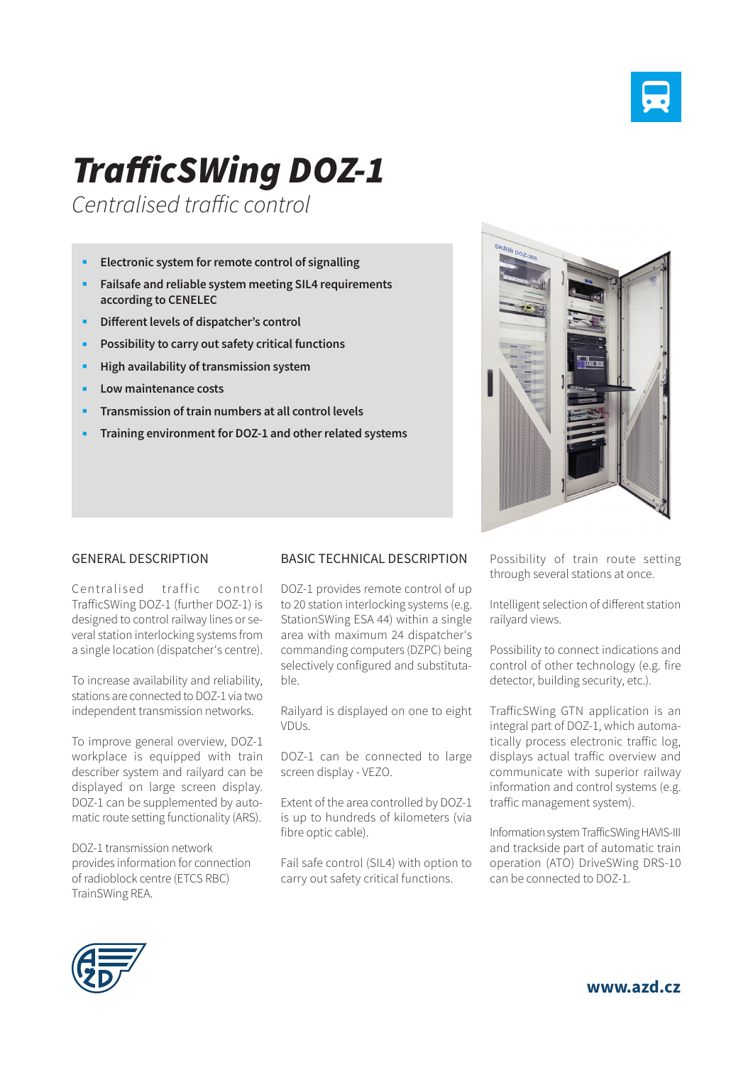# TrafficSWing DOZ-1

*Centralised traffic control*

- **Electronic system for remote control of signalling**
- **Failsafe and reliable system meeting SIL4 requirements according to CENELEC**
- **Different levels of dispatcher's control**
- **Possibility to carry out safety critical functions**
- **High availability of transmission system**
- **Low maintenance costs**
- **Transmission of train numbers at all control levels**
- **Training environment for DOZ-1 and other related systems**

## GENERAL DESCRIPTION

Centralised traffic control TrafficSWing DOZ-1 (further DOZ-1) is designed to control railway lines or several station interlocking systems from a single location (dispatcher's centre).

To increase availability and reliability, stations are connected to DOZ-1 via two independent transmission networks.

To improve general overview, DOZ-1 workplace is equipped with train describer system and railyard can be displayed on large screen display. DOZ-1 can be supplemented by automatic route setting functionality (ARS).

DOZ-1 transmission network provides information for connection of radioblock centre (ETCS RBC) TrainSWing REA.

## BASIC TECHNICAL DESCRIPTION

DOZ-1 provides remote control of up to 20 station interlocking systems (e.g. StationSWing ESA 44) within a single area with maximum 24 dispatcher's commanding computers (DZPC) being selectively configured and substitutable.

Railyard is displayed on one to eight VDUs.

DOZ-1 can be connected to large screen display - VEZO.

Extent of the area controlled by DOZ-1 is up to hundreds of kilometers (via fibre optic cable).

Fail safe control (SIL4) with option to carry out safety critical functions.

Possibility of train route setting through several stations at once.

Intelligent selection of different station railyard views.

Possibility to connect indications and control of other technology (e.g. fire detector, building security, etc.).

TrafficSWing GTN application is an integral part of DOZ-1, which automatically process electronic traffic log, displays actual traffic overview and communicate with superior railway information and control systems (e.g. traffic management system).

Information system TrafficSWing HAVIS-III and trackside part of automatic train operation (ATO) DriveSWing DRS-10 can be connected to DOZ-1.

**www.azd.cz**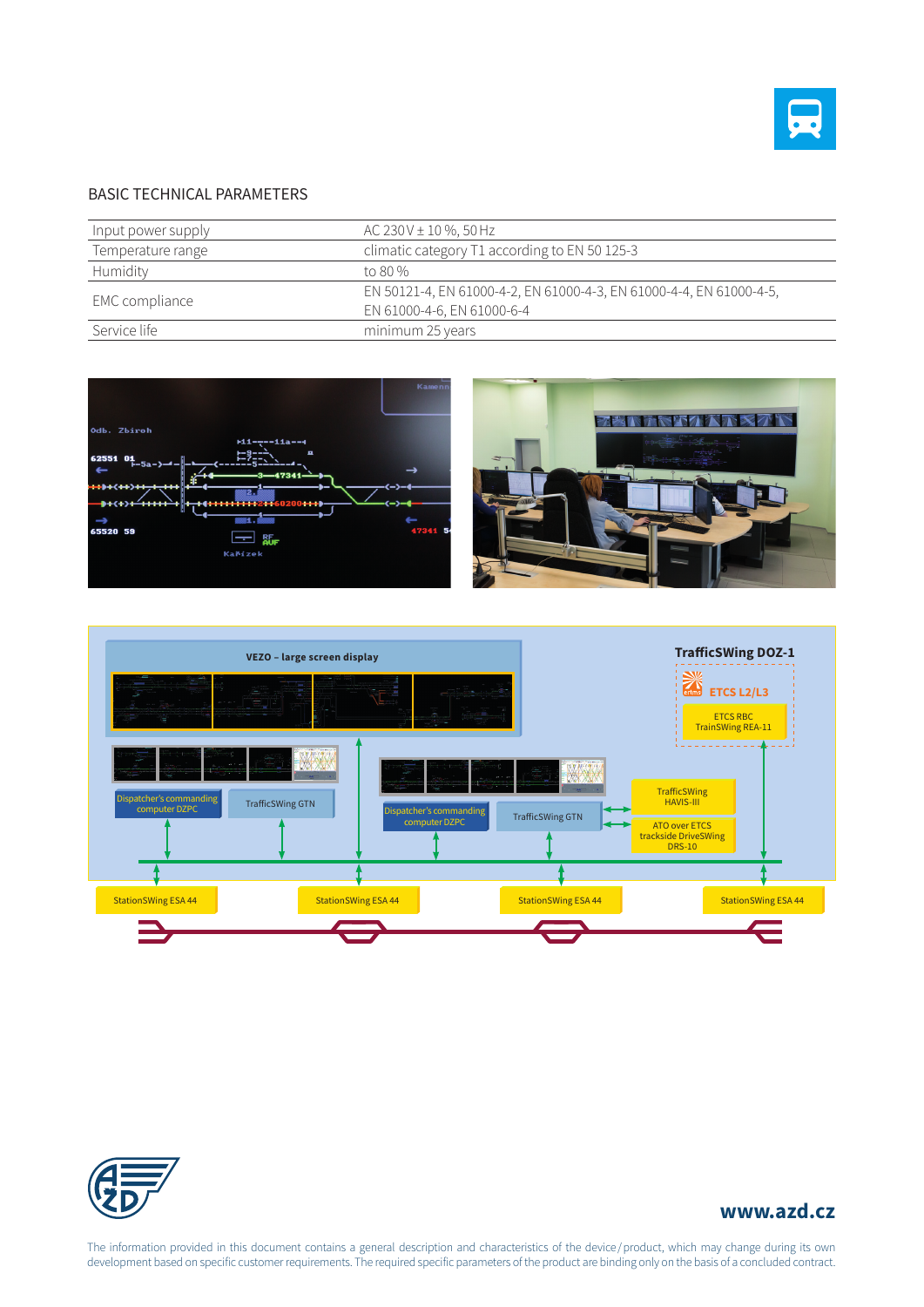## BASIC TECHNICAL PARAMETERS

| | |
|---|---|
| Input power supply | AC 230 V ± 10 %, 50 Hz |
| Temperature range | climatic category T1 according to EN 50 125-3 |
| Humidity | to 80 % |
| EMC compliance | EN 50121-4, EN 61000-4-2, EN 61000-4-3, EN 61000-4-4, EN 61000-4-5, EN 61000-4-6, EN 61000-6-4 |
| Service life | minimum 25 years |

VEZO – large screen display

TrafficSWing DOZ-1

ETCS L2/L3

ETCS RBC
TrainSWing REA-11

Dispatcher's commanding computer DZPC

TrafficSWing GTN

Dispatcher's commanding computer DZPC

TrafficSWing GTN

TrafficSWing
HAVIS-III

ATO over ETCS
trackside DriveSWing
DRS-10

StationSWing ESA 44

StationSWing ESA 44

StationSWing ESA 44

StationSWing ESA 44

**www.azd.cz**

The information provided in this document contains a general description and characteristics of the device/product, which may change during its own development based on specific customer requirements. The required specific parameters of the product are binding only on the basis of a concluded contract.